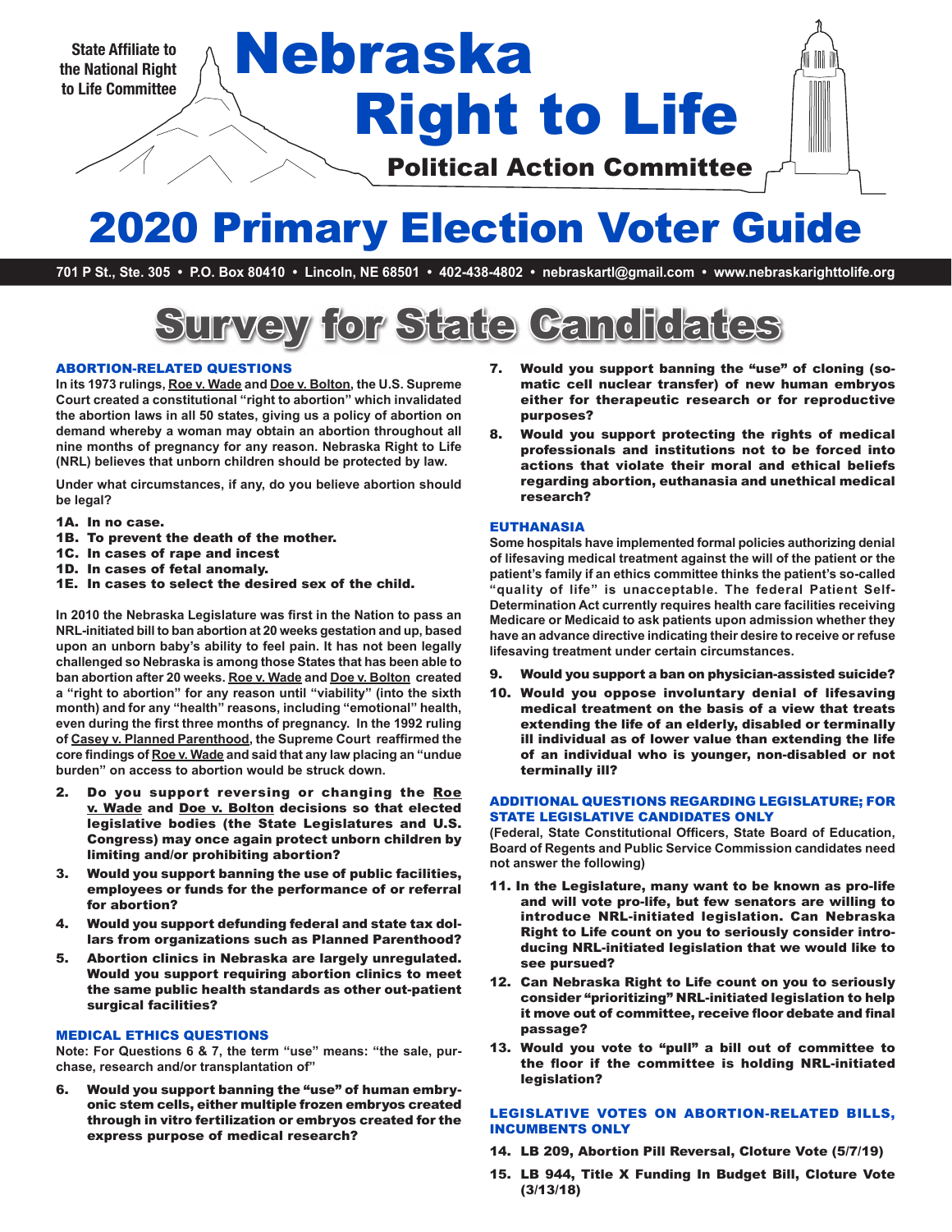State Affiliate to the National Right to Life Committee

# Nebraska Right to Life

**Political Action Committee**

# 2020 Primary Election Voter Guide

701 P St., Ste. 305 • P.O. Box 80410 • Lincoln, NE 68501 • 402-438-4802 • nebraskartl@gmail.com • www.nebraskarighttolife.org

## Survey for State Candidates

### ABORTION-RELATED QUESTIONS

**In its 1973 rulings, Roe v. Wade and Doe v. Bolton, the U.S. Supreme Court created a constitutional "right to abortion" which invalidated the abortion laws in all 50 states, giving us a policy of abortion on demand whereby a woman may obtain an abortion throughout all nine months of pregnancy for any reason. Nebraska Right to Life (NRL) believes that unborn children should be protected by law.**

**Under what circumstances, if any, do you believe abortion should be legal?**

**1A. In no case.**
**1B. To prevent the death of the mother.**
**1C. In cases of rape and incest**
**1D. In cases of fetal anomaly.**
**1E. In cases to select the desired sex of the child.**

**In 2010 the Nebraska Legislature was first in the Nation to pass an NRL-initiated bill to ban abortion at 20 weeks gestation and up, based upon an unborn baby's ability to feel pain. It has not been legally challenged so Nebraska is among those States that has been able to ban abortion after 20 weeks. Roe v. Wade and Doe v. Bolton created a "right to abortion" for any reason until "viability" (into the sixth month) and for any "health" reasons, including "emotional" health, even during the first three months of pregnancy. In the 1992 ruling of Casey v. Planned Parenthood, the Supreme Court reaffirmed the core findings of Roe v. Wade and said that any law placing an "undue burden" on access to abortion would be struck down.**

2. **Do you support reversing or changing the Roe v. Wade and Doe v. Bolton decisions so that elected legislative bodies (the State Legislatures and U.S. Congress) may once again protect unborn children by limiting and/or prohibiting abortion?**
3. **Would you support banning the use of public facilities, employees or funds for the performance of or referral for abortion?**
4. **Would you support defunding federal and state tax dollars from organizations such as Planned Parenthood?**
5. **Abortion clinics in Nebraska are largely unregulated. Would you support requiring abortion clinics to meet the same public health standards as other out-patient surgical facilities?**

### MEDICAL ETHICS QUESTIONS

**Note: For Questions 6 & 7, the term "use" means: "the sale, purchase, research and/or transplantation of"**

6. **Would you support banning the "use" of human embryonic stem cells, either multiple frozen embryos created through in vitro fertilization or embryos created for the express purpose of medical research?**
7. **Would you support banning the "use" of cloning (somatic cell nuclear transfer) of new human embryos either for therapeutic research or for reproductive purposes?**
8. **Would you support protecting the rights of medical professionals and institutions not to be forced into actions that violate their moral and ethical beliefs regarding abortion, euthanasia and unethical medical research?**

### EUTHANASIA

**Some hospitals have implemented formal policies authorizing denial of lifesaving medical treatment against the will of the patient or the patient's family if an ethics committee thinks the patient's so-called "quality of life" is unacceptable. The federal Patient Self-Determination Act currently requires health care facilities receiving Medicare or Medicaid to ask patients upon admission whether they have an advance directive indicating their desire to receive or refuse lifesaving treatment under certain circumstances.**

9. **Would you support a ban on physician-assisted suicide?**
10. **Would you oppose involuntary denial of lifesaving medical treatment on the basis of a view that treats extending the life of an elderly, disabled or terminally ill individual as of lower value than extending the life of an individual who is younger, non-disabled or not terminally ill?**

### ADDITIONAL QUESTIONS REGARDING LEGISLATURE; FOR STATE LEGISLATIVE CANDIDATES ONLY

**(Federal, State Constitutional Officers, State Board of Education, Board of Regents and Public Service Commission candidates need not answer the following)**

11. **In the Legislature, many want to be known as pro-life and will vote pro-life, but few senators are willing to introduce NRL-initiated legislation. Can Nebraska Right to Life count on you to seriously consider introducing NRL-initiated legislation that we would like to see pursued?**
12. **Can Nebraska Right to Life count on you to seriously consider "prioritizing" NRL-initiated legislation to help it move out of committee, receive floor debate and final passage?**
13. **Would you vote to "pull" a bill out of committee to the floor if the committee is holding NRL-initiated legislation?**

### LEGISLATIVE VOTES ON ABORTION-RELATED BILLS, INCUMBENTS ONLY

14. **LB 209, Abortion Pill Reversal, Cloture Vote (5/7/19)**
15. **LB 944, Title X Funding In Budget Bill, Cloture Vote (3/13/18)**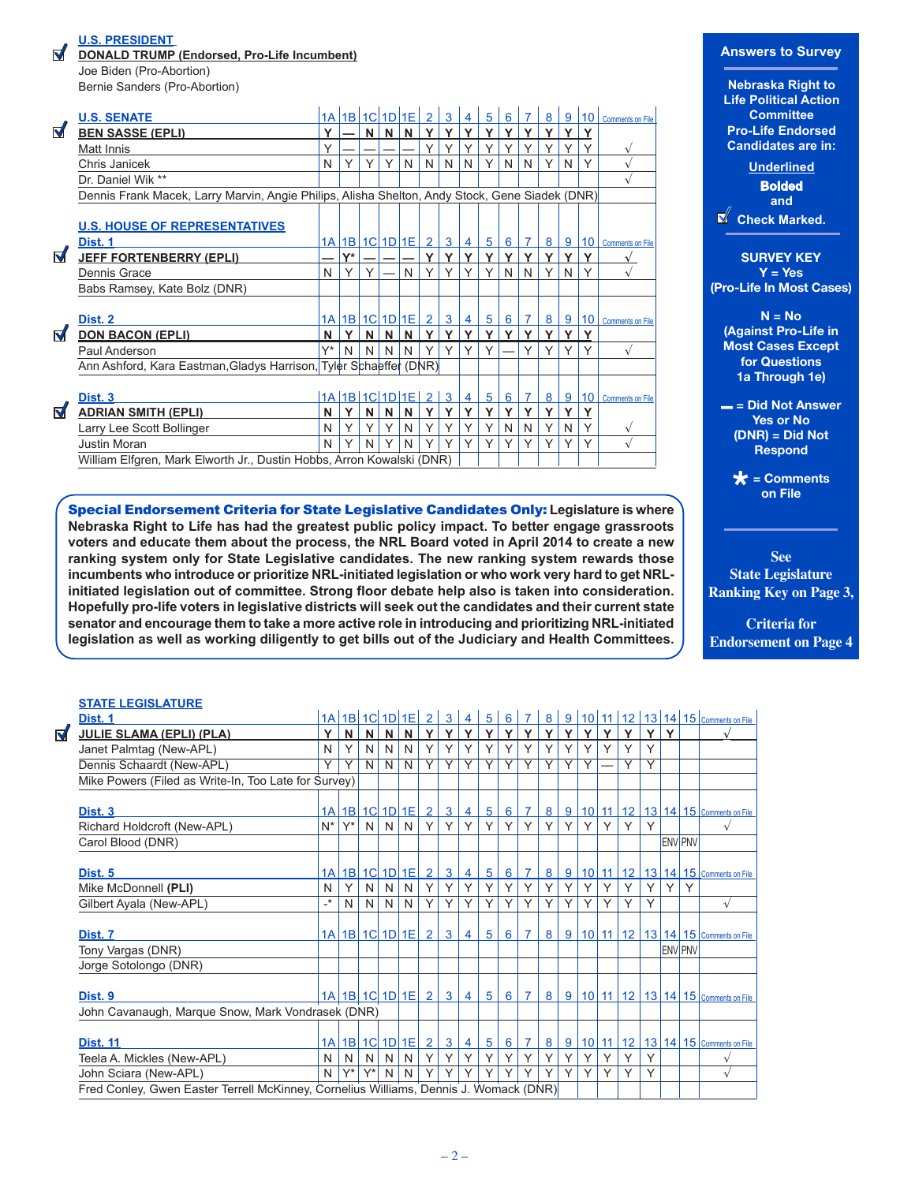## U.S. PRESIDENT

☑ **DONALD TRUMP (Endorsed, Pro-Life Incumbent)**
Joe Biden (Pro-Abortion)
Bernie Sanders (Pro-Abortion)

## U.S. SENATE

| | Candidate | 1A | 1B | 1C | 1D | 1E | 2 | 3 | 4 | 5 | 6 | 7 | 8 | 9 | 10 | Comments on File |
|---|---|---|---|---|---|---|---|---|---|---|---|---|---|---|---|---|
| ☑ | **BEN SASSE (EPLI)** | Y | — | N | N | N | Y | Y | Y | Y | Y | Y | Y | Y | Y | |
| | Matt Innis | Y | — | — | — | — | Y | Y | Y | Y | Y | Y | Y | Y | Y | √ |
| | Chris Janicek | N | Y | Y | Y | N | N | N | N | Y | N | N | Y | N | Y | √ |
| | Dr. Daniel Wik ** | | | | | | | | | | | | | | | √ |
| | Dennis Frank Macek, Larry Marvin, Angie Philips, Alisha Shelton, Andy Stock, Gene Siadek (DNR) | | | | | | | | | | | | | | | |

## U.S. HOUSE OF REPRESENTATIVES

### Dist. 1

| | Candidate | 1A | 1B | 1C | 1D | 1E | 2 | 3 | 4 | 5 | 6 | 7 | 8 | 9 | 10 | Comments on File |
|---|---|---|---|---|---|---|---|---|---|---|---|---|---|---|---|---|
| ☑ | **JEFF FORTENBERRY (EPLI)** | — | Y* | — | — | — | Y | Y | Y | Y | Y | Y | Y | Y | Y | √ |
| | Dennis Grace | N | Y | Y | — | N | Y | Y | Y | Y | N | N | Y | N | Y | √ |
| | Babs Ramsey, Kate Bolz (DNR) | | | | | | | | | | | | | | | |

### Dist. 2

| | Candidate | 1A | 1B | 1C | 1D | 1E | 2 | 3 | 4 | 5 | 6 | 7 | 8 | 9 | 10 | Comments on File |
|---|---|---|---|---|---|---|---|---|---|---|---|---|---|---|---|---|
| ☑ | **DON BACON (EPLI)** | N | Y | N | N | N | Y | Y | Y | Y | Y | Y | Y | Y | Y | |
| | Paul Anderson | Y* | N | N | N | N | Y | Y | Y | Y | — | Y | Y | Y | Y | √ |
| | Ann Ashford, Kara Eastman, Gladys Harrison, Tyler Schaeffer (DNR) | | | | | | | | | | | | | | | |

### Dist. 3

| | Candidate | 1A | 1B | 1C | 1D | 1E | 2 | 3 | 4 | 5 | 6 | 7 | 8 | 9 | 10 | Comments on File |
|---|---|---|---|---|---|---|---|---|---|---|---|---|---|---|---|---|
| ☑ | **ADRIAN SMITH (EPLI)** | N | Y | N | N | N | Y | Y | Y | Y | Y | Y | Y | Y | Y | |
| | Larry Lee Scott Bollinger | N | Y | Y | Y | N | Y | Y | Y | Y | N | N | Y | N | Y | √ |
| | Justin Moran | N | Y | N | Y | N | Y | Y | Y | Y | Y | Y | Y | Y | Y | √ |
| | William Elfgren, Mark Elworth Jr., Dustin Hobbs, Arron Kowalski (DNR) | | | | | | | | | | | | | | | |

**Answers to Survey**

**Nebraska Right to Life Political Action Committee Pro-Life Endorsed Candidates are in:**

Underlined
**Bolded**
and
☑ Check Marked.

**SURVEY KEY**
**Y = Yes (Pro-Life In Most Cases)**

**N = No (Against Pro-Life in Most Cases Except for Questions 1a Through 1e)**

**— = Did Not Answer Yes or No**
**(DNR) = Did Not Respond**

**\* = Comments on File**

**See State Legislature Ranking Key on Page 3,**

**Criteria for Endorsement on Page 4**

**Special Endorsement Criteria for State Legislative Candidates Only:** Legislature is where Nebraska Right to Life has had the greatest public policy impact. To better engage grassroots voters and educate them about the process, the NRL Board voted in April 2014 to create a new ranking system only for State Legislative candidates. The new ranking system rewards those incumbents who introduce or prioritize NRL-initiated legislation or who work very hard to get NRL-initiated legislation out of committee. Strong floor debate help also is taken into consideration. Hopefully pro-life voters in legislative districts will seek out the candidates and their current state senator and encourage them to take a more active role in introducing and prioritizing NRL-initiated legislation as well as working diligently to get bills out of the Judiciary and Health Committees.

## STATE LEGISLATURE

### Dist. 1

| | Candidate | 1A | 1B | 1C | 1D | 1E | 2 | 3 | 4 | 5 | 6 | 7 | 8 | 9 | 10 | 11 | 12 | 13 | 14 | 15 | Comments on File |
|---|---|---|---|---|---|---|---|---|---|---|---|---|---|---|---|---|---|---|---|---|---|
| ☑ | **JULIE SLAMA (EPLI) (PLA)** | Y | N | N | N | N | Y | Y | Y | Y | Y | Y | Y | Y | Y | Y | Y | Y | Y | | √ |
| | Janet Palmtag (New-APL) | N | Y | N | N | N | Y | Y | Y | Y | Y | Y | Y | Y | Y | Y | Y | Y | | | |
| | Dennis Schaardt (New-APL) | Y | Y | N | N | N | Y | Y | Y | Y | Y | Y | Y | Y | Y | — | Y | Y | | | |
| | Mike Powers (Filed as Write-In, Too Late for Survey) | | | | | | | | | | | | | | | | | | | | |

### Dist. 3

| | Candidate | 1A | 1B | 1C | 1D | 1E | 2 | 3 | 4 | 5 | 6 | 7 | 8 | 9 | 10 | 11 | 12 | 13 | 14 | 15 | Comments on File |
|---|---|---|---|---|---|---|---|---|---|---|---|---|---|---|---|---|---|---|---|---|---|
| | Richard Holdcroft (New-APL) | N* | Y* | N | N | N | Y | Y | Y | Y | Y | Y | Y | Y | Y | Y | Y | Y | | | √ |
| | Carol Blood (DNR) | | | | | | | | | | | | | | | | | | ENV | PNV | |

### Dist. 5

| | Candidate | 1A | 1B | 1C | 1D | 1E | 2 | 3 | 4 | 5 | 6 | 7 | 8 | 9 | 10 | 11 | 12 | 13 | 14 | 15 | Comments on File |
|---|---|---|---|---|---|---|---|---|---|---|---|---|---|---|---|---|---|---|---|---|---|
| | Mike McDonnell **(PLI)** | N | Y | N | N | N | Y | Y | Y | Y | Y | Y | Y | Y | Y | Y | Y | Y | Y | Y | |
| | Gilbert Ayala (New-APL) | -* | N | N | N | N | Y | Y | Y | Y | Y | Y | Y | Y | Y | Y | Y | Y | | | √ |

### Dist. 7

| | Candidate | 1A | 1B | 1C | 1D | 1E | 2 | 3 | 4 | 5 | 6 | 7 | 8 | 9 | 10 | 11 | 12 | 13 | 14 | 15 | Comments on File |
|---|---|---|---|---|---|---|---|---|---|---|---|---|---|---|---|---|---|---|---|---|---|
| | Tony Vargas (DNR) | | | | | | | | | | | | | | | | | | ENV | PNV | |
| | Jorge Sotolongo (DNR) | | | | | | | | | | | | | | | | | | | | |

### Dist. 9

| | Candidate | 1A | 1B | 1C | 1D | 1E | 2 | 3 | 4 | 5 | 6 | 7 | 8 | 9 | 10 | 11 | 12 | 13 | 14 | 15 | Comments on File |
|---|---|---|---|---|---|---|---|---|---|---|---|---|---|---|---|---|---|---|---|---|---|
| | John Cavanaugh, Marque Snow, Mark Vondrasek (DNR) | | | | | | | | | | | | | | | | | | | | |

### Dist. 11

| | Candidate | 1A | 1B | 1C | 1D | 1E | 2 | 3 | 4 | 5 | 6 | 7 | 8 | 9 | 10 | 11 | 12 | 13 | 14 | 15 | Comments on File |
|---|---|---|---|---|---|---|---|---|---|---|---|---|---|---|---|---|---|---|---|---|---|
| | Teela A. Mickles (New-APL) | N | N | N | N | N | Y | Y | Y | Y | Y | Y | Y | Y | Y | Y | Y | Y | | | √ |
| | John Sciara (New-APL) | N | Y* | Y* | N | N | Y | Y | Y | Y | Y | Y | Y | Y | Y | Y | Y | Y | | | √ |
| | Fred Conley, Gwen Easter Terrell McKinney, Cornelius Williams, Dennis J. Womack (DNR) | | | | | | | | | | | | | | | | | | | | |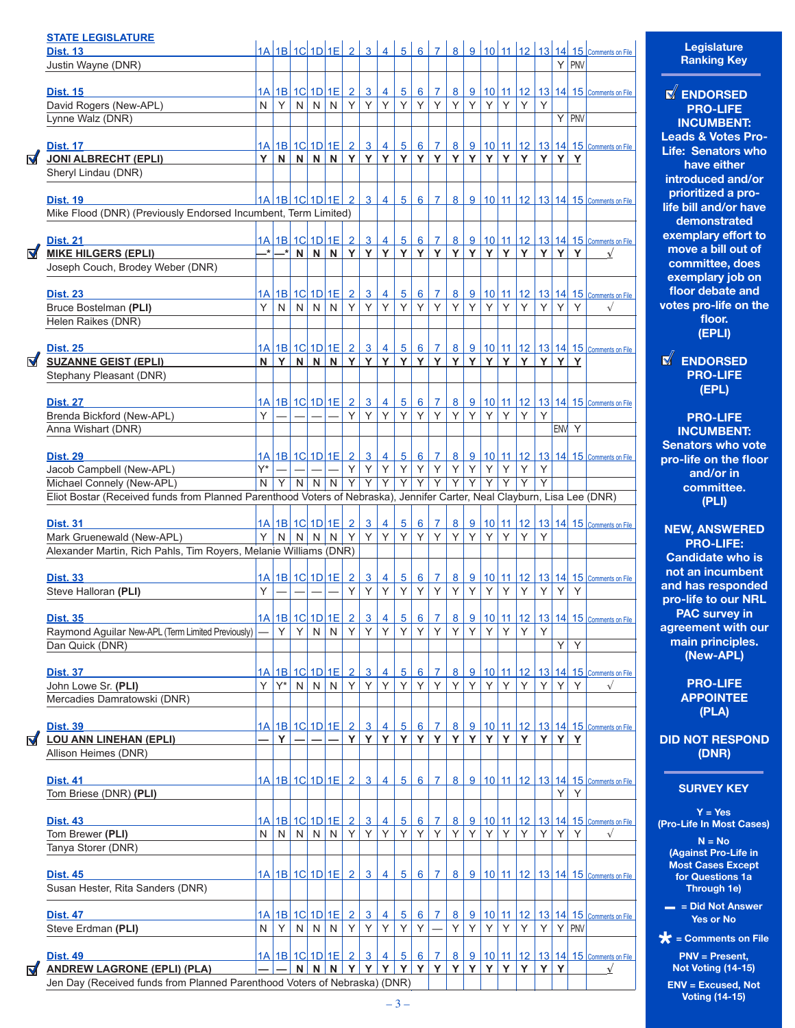## STATE LEGISLATURE

| | 1A | 1B | 1C | 1D | 1E | 2 | 3 | 4 | 5 | 6 | 7 | 8 | 9 | 10 | 11 | 12 | 13 | 14 | 15 | Comments on File |
|---|---|---|---|---|---|---|---|---|---|---|---|---|---|---|---|---|---|---|---|---|
| **Dist. 13** | | | | | | | | | | | | | | | | | | | | |
| Justin Wayne (DNR) | | | | | | | | | | | | | | | | | | Y | PNV | |
| **Dist. 15** | | | | | | | | | | | | | | | | | | | | |
| David Rogers (New-APL) | N | Y | N | N | N | Y | Y | Y | Y | Y | Y | Y | Y | Y | Y | Y | Y | | | |
| Lynne Walz (DNR) | | | | | | | | | | | | | | | | | | Y | PNV | |
| **Dist. 17** | | | | | | | | | | | | | | | | | | | | |
| ☑ **JONI ALBRECHT (EPLI)** | **Y** | **N** | **N** | **N** | **N** | **Y** | **Y** | **Y** | **Y** | **Y** | **Y** | **Y** | **Y** | **Y** | **Y** | **Y** | **Y** | **Y** | **Y** | |
| Sheryl Lindau (DNR) | | | | | | | | | | | | | | | | | | | | |
| **Dist. 19** | | | | | | | | | | | | | | | | | | | | |
| Mike Flood (DNR) (Previously Endorsed Incumbent, Term Limited) | | | | | | | | | | | | | | | | | | | | |
| **Dist. 21** | | | | | | | | | | | | | | | | | | | | |
| ☑ **MIKE HILGERS (EPLI)** | **—*** | **—*** | **N** | **N** | **N** | **Y** | **Y** | **Y** | **Y** | **Y** | **Y** | **Y** | **Y** | **Y** | **Y** | **Y** | **Y** | **Y** | **Y** | √ |
| Joseph Couch, Brodey Weber (DNR) | | | | | | | | | | | | | | | | | | | | |
| **Dist. 23** | | | | | | | | | | | | | | | | | | | | |
| Bruce Bostelman **(PLI)** | Y | N | N | N | N | Y | Y | Y | Y | Y | Y | Y | Y | Y | Y | Y | Y | Y | Y | √ |
| Helen Raikes (DNR) | | | | | | | | | | | | | | | | | | | | |
| **Dist. 25** | | | | | | | | | | | | | | | | | | | | |
| ☑ **SUZANNE GEIST (EPLI)** | **N** | **Y** | **N** | **N** | **N** | **Y** | **Y** | **Y** | **Y** | **Y** | **Y** | **Y** | **Y** | **Y** | **Y** | **Y** | **Y** | **Y** | **Y** | |
| Stephany Pleasant (DNR) | | | | | | | | | | | | | | | | | | | | |
| **Dist. 27** | | | | | | | | | | | | | | | | | | | | |
| Brenda Bickford (New-APL) | Y | — | — | — | — | Y | Y | Y | Y | Y | Y | Y | Y | Y | Y | Y | Y | | | |
| Anna Wishart (DNR) | | | | | | | | | | | | | | | | | | ENV | Y | |
| **Dist. 29** | | | | | | | | | | | | | | | | | | | | |
| Jacob Campbell (New-APL) | Y* | — | — | — | — | Y | Y | Y | Y | Y | Y | Y | Y | Y | Y | Y | Y | | | |
| Michael Connely (New-APL) | N | Y | N | N | N | Y | Y | Y | Y | Y | Y | Y | Y | Y | Y | Y | Y | | | |
| Eliot Bostar (Received funds from Planned Parenthood Voters of Nebraska), Jennifer Carter, Neal Clayburn, Lisa Lee (DNR) | | | | | | | | | | | | | | | | | | | | |
| **Dist. 31** | | | | | | | | | | | | | | | | | | | | |
| Mark Gruenewald (New-APL) | Y | N | N | N | N | Y | Y | Y | Y | Y | Y | Y | Y | Y | Y | Y | Y | | | |
| Alexander Martin, Rich Pahls, Tim Royers, Melanie Williams (DNR) | | | | | | | | | | | | | | | | | | | | |
| **Dist. 33** | | | | | | | | | | | | | | | | | | | | |
| Steve Halloran **(PLI)** | Y | — | — | — | — | Y | Y | Y | Y | Y | Y | Y | Y | Y | Y | Y | Y | Y | Y | |
| **Dist. 35** | | | | | | | | | | | | | | | | | | | | |
| Raymond Aguilar New-APL (Term Limited Previously) | — | Y | Y | N | N | Y | Y | Y | Y | Y | Y | Y | Y | Y | Y | Y | Y | | | |
| Dan Quick (DNR) | | | | | | | | | | | | | | | | | | Y | Y | |
| **Dist. 37** | | | | | | | | | | | | | | | | | | | | |
| John Lowe Sr. **(PLI)** | Y | Y* | N | N | N | Y | Y | Y | Y | Y | Y | Y | Y | Y | Y | Y | Y | Y | Y | √ |
| Mercadies Damratowski (DNR) | | | | | | | | | | | | | | | | | | | | |
| **Dist. 39** | | | | | | | | | | | | | | | | | | | | |
| ☑ **LOU ANN LINEHAN (EPLI)** | **—** | **Y** | **—** | **—** | **—** | **Y** | **Y** | **Y** | **Y** | **Y** | **Y** | **Y** | **Y** | **Y** | **Y** | **Y** | **Y** | **Y** | **Y** | |
| Allison Heimes (DNR) | | | | | | | | | | | | | | | | | | | | |
| **Dist. 41** | | | | | | | | | | | | | | | | | | | | |
| Tom Briese (DNR) **(PLI)** | | | | | | | | | | | | | | | | | | Y | Y | |
| **Dist. 43** | | | | | | | | | | | | | | | | | | | | |
| Tom Brewer **(PLI)** | N | N | N | N | N | Y | Y | Y | Y | Y | Y | Y | Y | Y | Y | Y | Y | Y | Y | √ |
| Tanya Storer (DNR) | | | | | | | | | | | | | | | | | | | | |
| **Dist. 45** | | | | | | | | | | | | | | | | | | | | |
| Susan Hester, Rita Sanders (DNR) | | | | | | | | | | | | | | | | | | | | |
| **Dist. 47** | | | | | | | | | | | | | | | | | | | | |
| Steve Erdman **(PLI)** | N | Y | N | N | N | Y | Y | Y | Y | Y | — | Y | Y | Y | Y | Y | Y | Y | PNV | |
| **Dist. 49** | | | | | | | | | | | | | | | | | | | | |
| ☑ **ANDREW LAGRONE (EPLI) (PLA)** | **—** | **—** | **N** | **N** | **N** | **Y** | **Y** | **Y** | **Y** | **Y** | **Y** | **Y** | **Y** | **Y** | **Y** | **Y** | **Y** | **Y** | | √ |
| Jen Day (Received funds from Planned Parenthood Voters of Nebraska) (DNR) | | | | | | | | | | | | | | | | | | | | |

## Legislature Ranking Key

☑ **ENDORSED PRO-LIFE INCUMBENT: Leads & Votes Pro-Life: Senators who have either introduced and/or prioritized a pro-life bill and/or have demonstrated exemplary effort to move a bill out of committee, does exemplary job on floor debate and votes pro-life on the floor. (EPLI)**

☑ **ENDORSED PRO-LIFE (EPL)**

**PRO-LIFE INCUMBENT: Senators who vote pro-life on the floor and/or in committee. (PLI)**

**NEW, ANSWERED PRO-LIFE: Candidate who is not an incumbent and has responded pro-life to our NRL PAC survey in agreement with our main principles. (New-APL)**

**PRO-LIFE APPOINTEE (PLA)**

**DID NOT RESPOND (DNR)**

## SURVEY KEY

**Y** = Yes (Pro-Life In Most Cases)

**N** = No (Against Pro-Life in Most Cases Except for Questions 1a Through 1e)

**—** = Did Not Answer Yes or No

***** = Comments on File

**PNV** = Present, Not Voting (14-15)

**ENV** = Excused, Not Voting (14-15)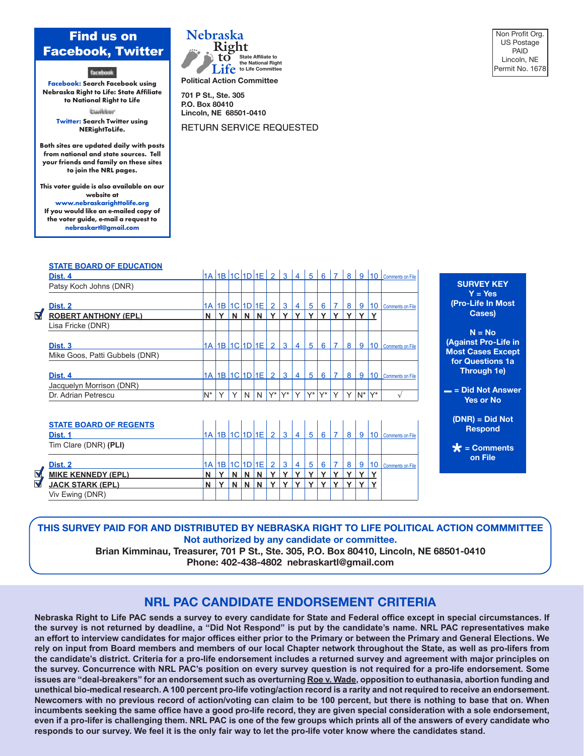## Find us on Facebook, Twitter

**Facebook:** Search Facebook using Nebraska Right to Life: State Affiliate to National Right to Life

**Twitter:** Search Twitter using NERightToLife.

Both sites are updated daily with posts from national and state sources. Tell your friends and family on these sites to join the NRL pages.

This voter guide is also available on our website at **www.nebraskarighttolife.org**

If you would like an e-mailed copy of the voter guide, e-mail a request to **nebraskartl@gmail.com**

**Nebraska Right to Life**

State Affiliate to the National Right to Life Committee

**Political Action Committee**

**701 P St., Ste. 305**
**P.O. Box 80410**
**Lincoln, NE 68501-0410**

RETURN SERVICE REQUESTED

Non Profit Org.
US Postage
PAID
Lincoln, NE
Permit No. 1678

### STATE BOARD OF EDUCATION

| | | 1A | 1B | 1C | 1D | 1E | 2 | 3 | 4 | 5 | 6 | 7 | 8 | 9 | 10 | Comments on File |
|---|---|---|---|---|---|---|---|---|---|---|---|---|---|---|---|---|
| | **Dist. 4** | | | | | | | | | | | | | | | |
| | Patsy Koch Johns (DNR) | | | | | | | | | | | | | | | |
| | **Dist. 2** | | | | | | | | | | | | | | | |
| ☑ | **ROBERT ANTHONY (EPL)** | N | Y | N | N | N | Y | Y | Y | Y | Y | Y | Y | Y | Y | |
| | Lisa Fricke (DNR) | | | | | | | | | | | | | | | |
| | **Dist. 3** | | | | | | | | | | | | | | | |
| | Mike Goos, Patti Gubbels (DNR) | | | | | | | | | | | | | | | |
| | **Dist. 4** | | | | | | | | | | | | | | | |
| | Jacquelyn Morrison (DNR) | | | | | | | | | | | | | | | |
| | Dr. Adrian Petrescu | N* | Y | Y | N | N | Y* | Y* | Y | Y* | Y* | Y | Y | N* | Y* | √ |

### STATE BOARD OF REGENTS

| | | 1A | 1B | 1C | 1D | 1E | 2 | 3 | 4 | 5 | 6 | 7 | 8 | 9 | 10 | Comments on File |
|---|---|---|---|---|---|---|---|---|---|---|---|---|---|---|---|---|
| | **Dist. 1** | | | | | | | | | | | | | | | |
| | Tim Clare (DNR) **(PLI)** | | | | | | | | | | | | | | | |
| | **Dist. 2** | | | | | | | | | | | | | | | |
| ☑ | **MIKE KENNEDY (EPL)** | N | Y | N | N | N | Y | Y | Y | Y | Y | Y | Y | Y | Y | |
| ☑ | **JACK STARK (EPL)** | N | Y | N | N | N | Y | Y | Y | Y | Y | Y | Y | Y | Y | |
| | Viv Ewing (DNR) | | | | | | | | | | | | | | | |

**SURVEY KEY**

**Y = Yes (Pro-Life In Most Cases)**

**N = No (Against Pro-Life in Most Cases Except for Questions 1a Through 1e)**

**▬ = Did Not Answer Yes or No**

**(DNR) = Did Not Respond**

**\* = Comments on File**

**THIS SURVEY PAID FOR AND DISTRIBUTED BY NEBRASKA RIGHT TO LIFE POLITICAL ACTION COMMMITTEE**

**Not authorized by any candidate or committee.**

**Brian Kimminau, Treasurer, 701 P St., Ste. 305, P.O. Box 80410, Lincoln, NE 68501-0410**

**Phone: 402-438-4802 nebraskartl@gmail.com**

## NRL PAC CANDIDATE ENDORSEMENT CRITERIA

**Nebraska Right to Life PAC sends a survey to every candidate for State and Federal office except in special circumstances. If the survey is not returned by deadline, a "Did Not Respond" is put by the candidate's name. NRL PAC representatives make an effort to interview candidates for major offices either prior to the Primary or between the Primary and General Elections. We rely on input from Board members and members of our local Chapter network throughout the State, as well as pro-lifers from the candidate's district. Criteria for a pro-life endorsement includes a returned survey and agreement with major principles on the survey. Concurrence with NRL PAC's position on every survey question is not required for a pro-life endorsement. Some issues are "deal-breakers" for an endorsement such as overturning Roe v. Wade, opposition to euthanasia, abortion funding and unethical bio-medical research. A 100 percent pro-life voting/action record is a rarity and not required to receive an endorsement. Newcomers with no previous record of action/voting can claim to be 100 percent, but there is nothing to base that on. When incumbents seeking the same office have a good pro-life record, they are given special consideration with a sole endorsement, even if a pro-lifer is challenging them. NRL PAC is one of the few groups which prints all of the answers of every candidate who responds to our survey. We feel it is the only fair way to let the pro-life voter know where the candidates stand.**